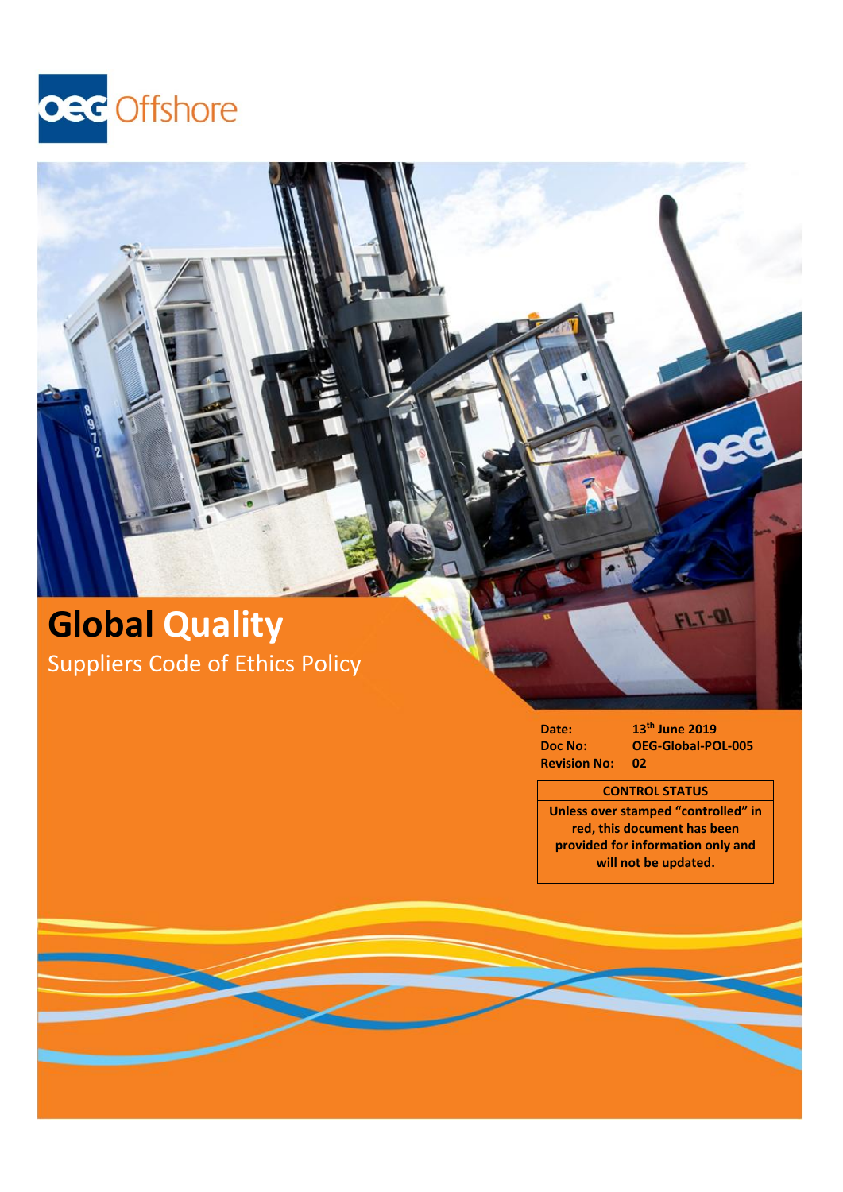OEG Offshore

# Global Quality

## Suppliers Code of Ethics Policy

**Date:** 13th June 2019
**Doc No:** OEG-Global-POL-005
**Revision No:** 02

| CONTROL STATUS |
| --- |
| Unless over stamped "controlled" in red, this document has been provided for information only and will not be updated. |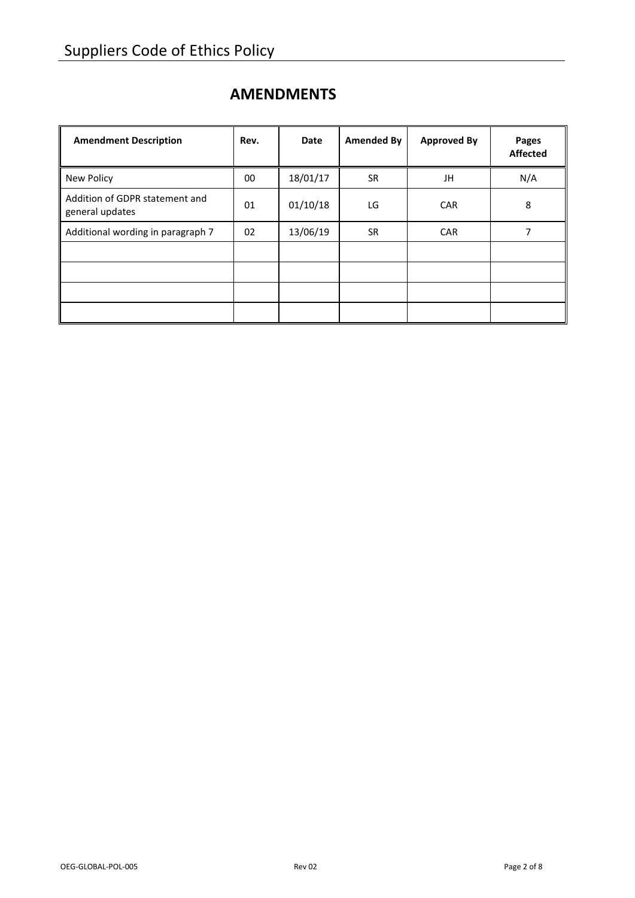## AMENDMENTS

| Amendment Description | Rev. | Date | Amended By | Approved By | Pages Affected |
|---|---|---|---|---|---|
| New Policy | 00 | 18/01/17 | SR | JH | N/A |
| Addition of GDPR statement and general updates | 01 | 01/10/18 | LG | CAR | 8 |
| Additional wording in paragraph 7 | 02 | 13/06/19 | SR | CAR | 7 |
| | | | | | |
| | | | | | |
| | | | | | |
| | | | | | |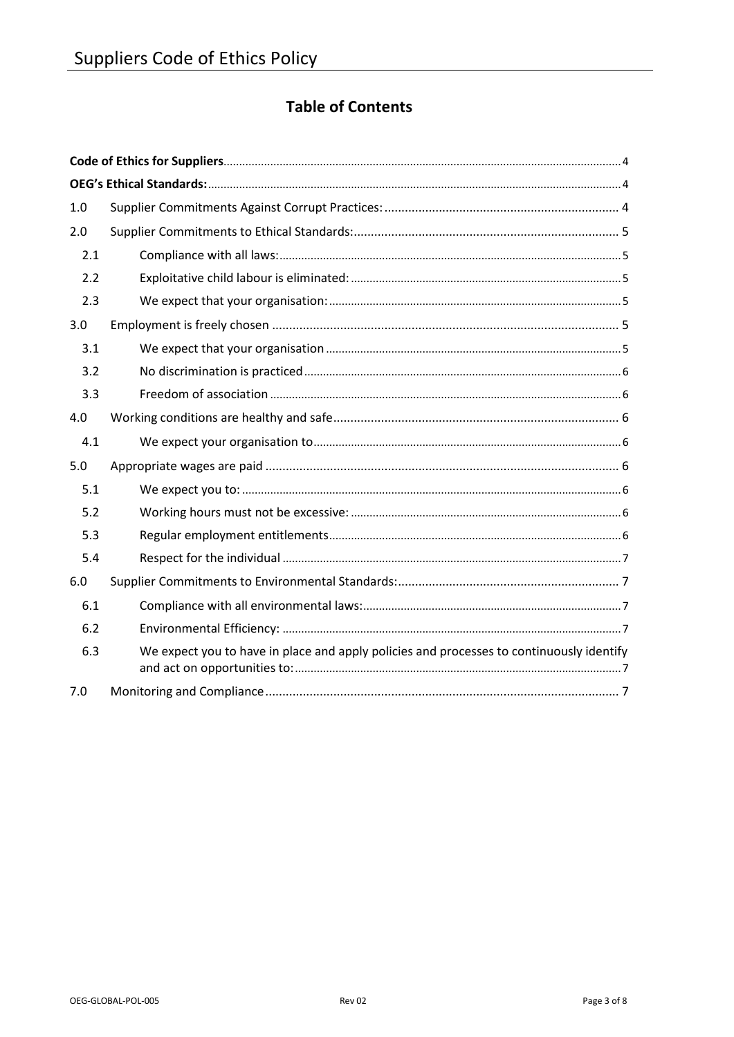## Table of Contents

| | | |
|---|---|---|
| **Code of Ethics for Suppliers** | | 4 |
| **OEG's Ethical Standards:** | | 4 |
| 1.0 | Supplier Commitments Against Corrupt Practices: | 4 |
| 2.0 | Supplier Commitments to Ethical Standards: | 5 |
| 2.1 | Compliance with all laws: | 5 |
| 2.2 | Exploitative child labour is eliminated: | 5 |
| 2.3 | We expect that your organisation: | 5 |
| 3.0 | Employment is freely chosen | 5 |
| 3.1 | We expect that your organisation | 5 |
| 3.2 | No discrimination is practiced | 6 |
| 3.3 | Freedom of association | 6 |
| 4.0 | Working conditions are healthy and safe | 6 |
| 4.1 | We expect your organisation to | 6 |
| 5.0 | Appropriate wages are paid | 6 |
| 5.1 | We expect you to: | 6 |
| 5.2 | Working hours must not be excessive: | 6 |
| 5.3 | Regular employment entitlements | 6 |
| 5.4 | Respect for the individual | 7 |
| 6.0 | Supplier Commitments to Environmental Standards: | 7 |
| 6.1 | Compliance with all environmental laws: | 7 |
| 6.2 | Environmental Efficiency: | 7 |
| 6.3 | We expect you to have in place and apply policies and processes to continuously identify and act on opportunities to: | 7 |
| 7.0 | Monitoring and Compliance | 7 |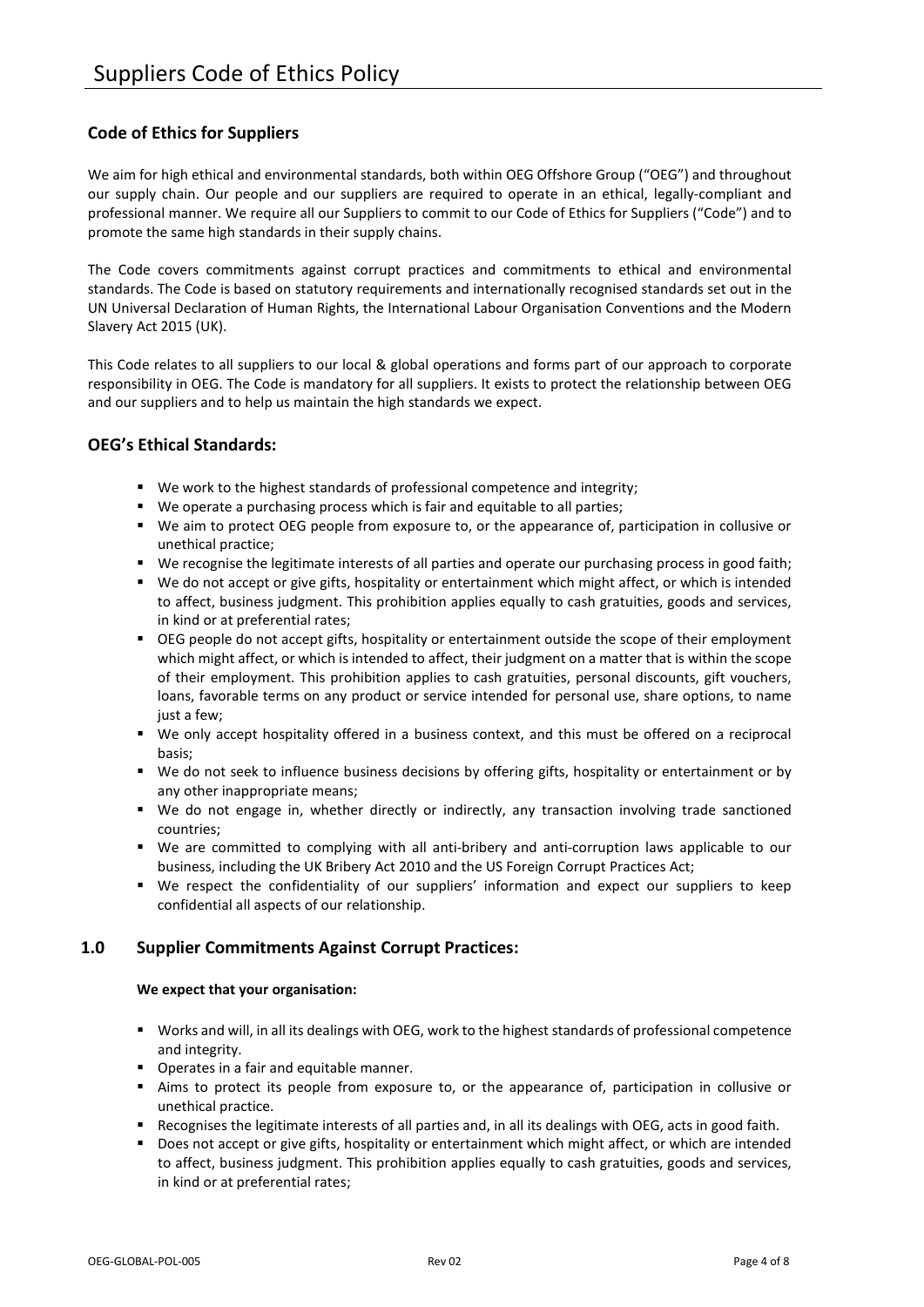# Suppliers Code of Ethics Policy

## Code of Ethics for Suppliers

We aim for high ethical and environmental standards, both within OEG Offshore Group ("OEG") and throughout our supply chain. Our people and our suppliers are required to operate in an ethical, legally-compliant and professional manner. We require all our Suppliers to commit to our Code of Ethics for Suppliers ("Code") and to promote the same high standards in their supply chains.

The Code covers commitments against corrupt practices and commitments to ethical and environmental standards. The Code is based on statutory requirements and internationally recognised standards set out in the UN Universal Declaration of Human Rights, the International Labour Organisation Conventions and the Modern Slavery Act 2015 (UK).

This Code relates to all suppliers to our local & global operations and forms part of our approach to corporate responsibility in OEG. The Code is mandatory for all suppliers. It exists to protect the relationship between OEG and our suppliers and to help us maintain the high standards we expect.

## OEG's Ethical Standards:

- We work to the highest standards of professional competence and integrity;
- We operate a purchasing process which is fair and equitable to all parties;
- We aim to protect OEG people from exposure to, or the appearance of, participation in collusive or unethical practice;
- We recognise the legitimate interests of all parties and operate our purchasing process in good faith;
- We do not accept or give gifts, hospitality or entertainment which might affect, or which is intended to affect, business judgment. This prohibition applies equally to cash gratuities, goods and services, in kind or at preferential rates;
- OEG people do not accept gifts, hospitality or entertainment outside the scope of their employment which might affect, or which is intended to affect, their judgment on a matter that is within the scope of their employment. This prohibition applies to cash gratuities, personal discounts, gift vouchers, loans, favorable terms on any product or service intended for personal use, share options, to name just a few;
- We only accept hospitality offered in a business context, and this must be offered on a reciprocal basis;
- We do not seek to influence business decisions by offering gifts, hospitality or entertainment or by any other inappropriate means;
- We do not engage in, whether directly or indirectly, any transaction involving trade sanctioned countries;
- We are committed to complying with all anti-bribery and anti-corruption laws applicable to our business, including the UK Bribery Act 2010 and the US Foreign Corrupt Practices Act;
- We respect the confidentiality of our suppliers' information and expect our suppliers to keep confidential all aspects of our relationship.

## 1.0 Supplier Commitments Against Corrupt Practices:

**We expect that your organisation:**

- Works and will, in all its dealings with OEG, work to the highest standards of professional competence and integrity.
- Operates in a fair and equitable manner.
- Aims to protect its people from exposure to, or the appearance of, participation in collusive or unethical practice.
- Recognises the legitimate interests of all parties and, in all its dealings with OEG, acts in good faith.
- Does not accept or give gifts, hospitality or entertainment which might affect, or which are intended to affect, business judgment. This prohibition applies equally to cash gratuities, goods and services, in kind or at preferential rates;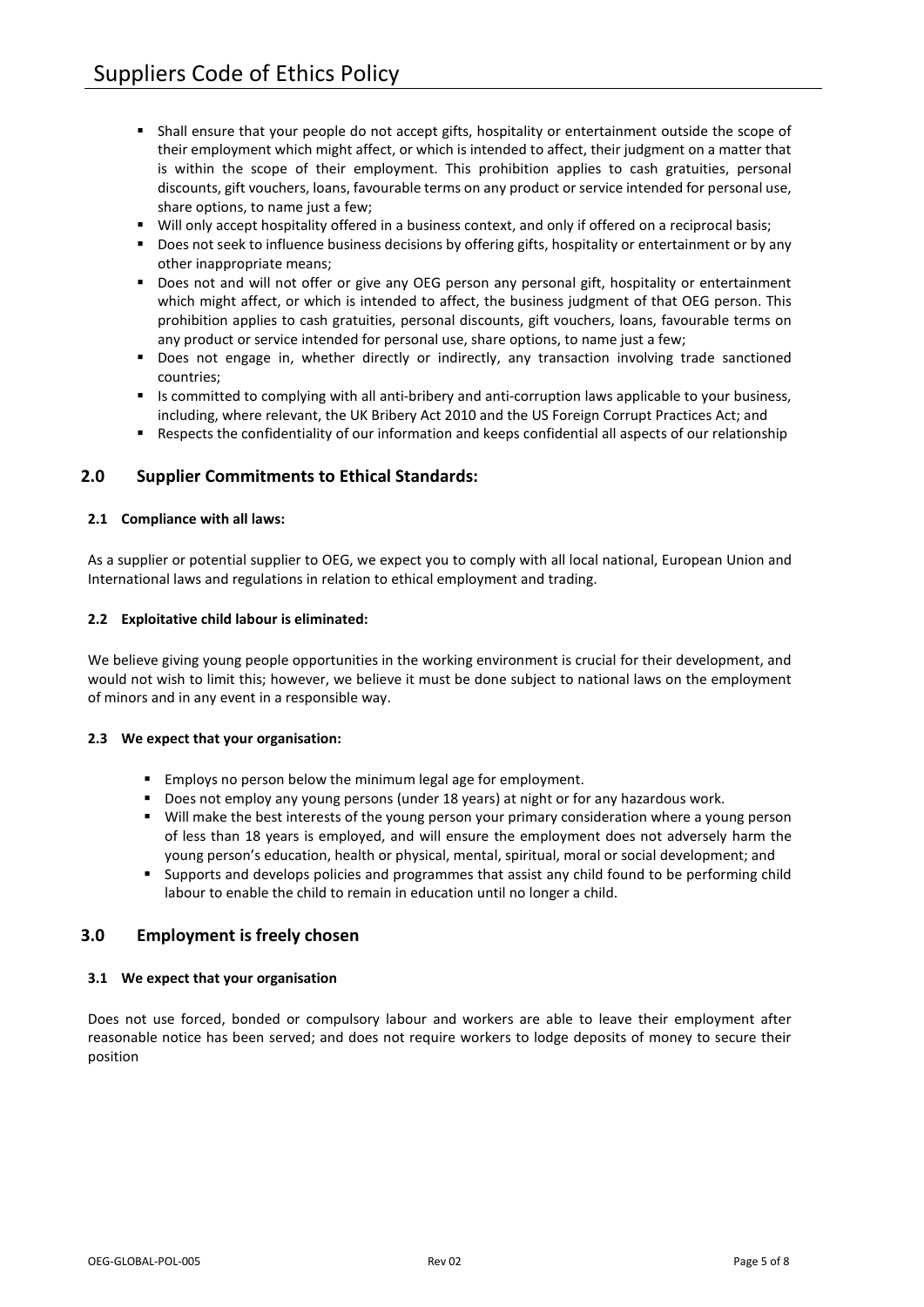- Shall ensure that your people do not accept gifts, hospitality or entertainment outside the scope of their employment which might affect, or which is intended to affect, their judgment on a matter that is within the scope of their employment. This prohibition applies to cash gratuities, personal discounts, gift vouchers, loans, favourable terms on any product or service intended for personal use, share options, to name just a few;
- Will only accept hospitality offered in a business context, and only if offered on a reciprocal basis;
- Does not seek to influence business decisions by offering gifts, hospitality or entertainment or by any other inappropriate means;
- Does not and will not offer or give any OEG person any personal gift, hospitality or entertainment which might affect, or which is intended to affect, the business judgment of that OEG person. This prohibition applies to cash gratuities, personal discounts, gift vouchers, loans, favourable terms on any product or service intended for personal use, share options, to name just a few;
- Does not engage in, whether directly or indirectly, any transaction involving trade sanctioned countries;
- Is committed to complying with all anti-bribery and anti-corruption laws applicable to your business, including, where relevant, the UK Bribery Act 2010 and the US Foreign Corrupt Practices Act; and
- Respects the confidentiality of our information and keeps confidential all aspects of our relationship

## 2.0 Supplier Commitments to Ethical Standards:

### 2.1 Compliance with all laws:

As a supplier or potential supplier to OEG, we expect you to comply with all local national, European Union and International laws and regulations in relation to ethical employment and trading.

### 2.2 Exploitative child labour is eliminated:

We believe giving young people opportunities in the working environment is crucial for their development, and would not wish to limit this; however, we believe it must be done subject to national laws on the employment of minors and in any event in a responsible way.

### 2.3 We expect that your organisation:

- Employs no person below the minimum legal age for employment.
- Does not employ any young persons (under 18 years) at night or for any hazardous work.
- Will make the best interests of the young person your primary consideration where a young person of less than 18 years is employed, and will ensure the employment does not adversely harm the young person's education, health or physical, mental, spiritual, moral or social development; and
- Supports and develops policies and programmes that assist any child found to be performing child labour to enable the child to remain in education until no longer a child.

## 3.0 Employment is freely chosen

### 3.1 We expect that your organisation

Does not use forced, bonded or compulsory labour and workers are able to leave their employment after reasonable notice has been served; and does not require workers to lodge deposits of money to secure their position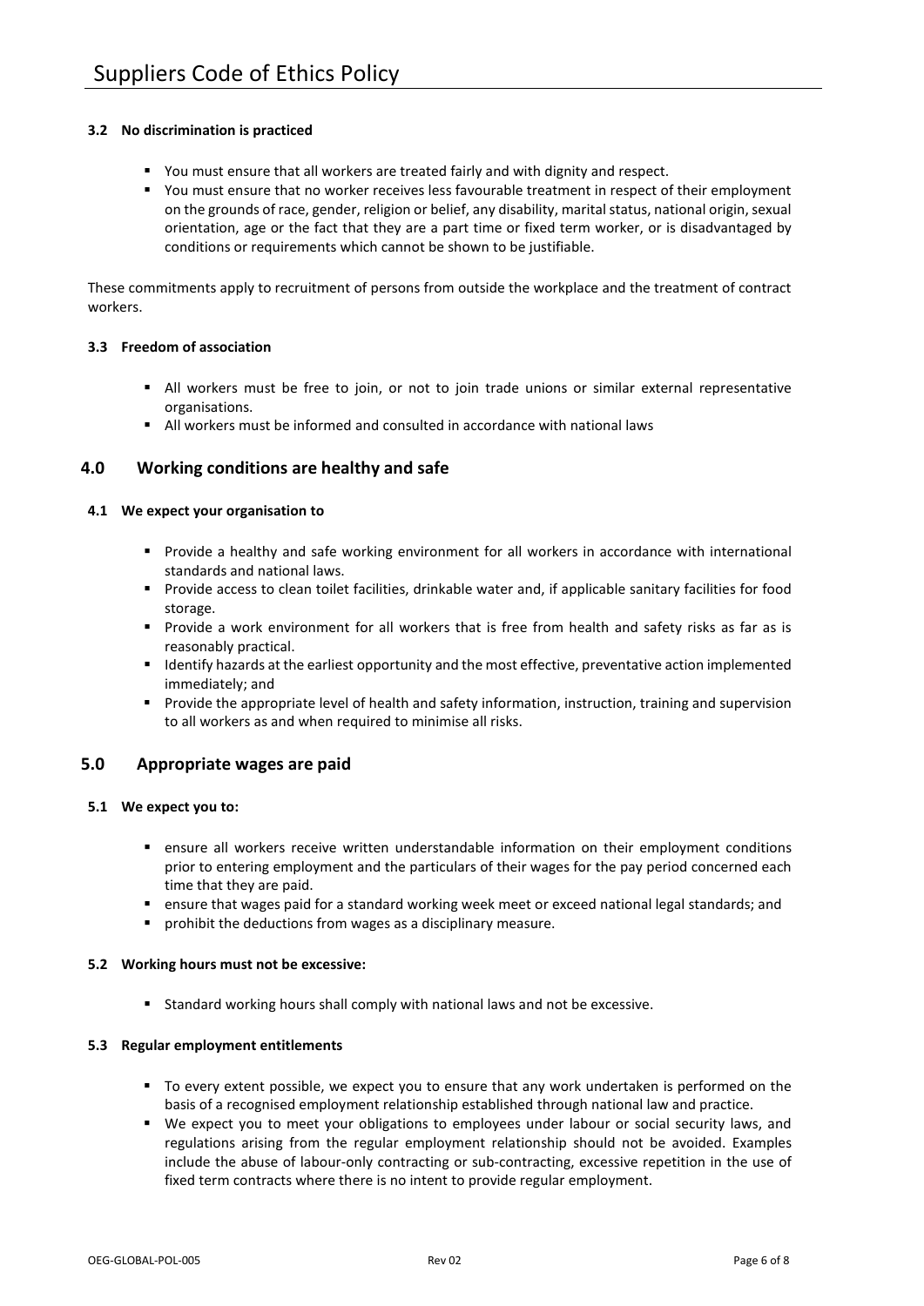#### 3.2 No discrimination is practiced

- You must ensure that all workers are treated fairly and with dignity and respect.
- You must ensure that no worker receives less favourable treatment in respect of their employment on the grounds of race, gender, religion or belief, any disability, marital status, national origin, sexual orientation, age or the fact that they are a part time or fixed term worker, or is disadvantaged by conditions or requirements which cannot be shown to be justifiable.

These commitments apply to recruitment of persons from outside the workplace and the treatment of contract workers.

#### 3.3 Freedom of association

- All workers must be free to join, or not to join trade unions or similar external representative organisations.
- All workers must be informed and consulted in accordance with national laws

## 4.0 Working conditions are healthy and safe

#### 4.1 We expect your organisation to

- Provide a healthy and safe working environment for all workers in accordance with international standards and national laws.
- Provide access to clean toilet facilities, drinkable water and, if applicable sanitary facilities for food storage.
- Provide a work environment for all workers that is free from health and safety risks as far as is reasonably practical.
- Identify hazards at the earliest opportunity and the most effective, preventative action implemented immediately; and
- Provide the appropriate level of health and safety information, instruction, training and supervision to all workers as and when required to minimise all risks.

## 5.0 Appropriate wages are paid

#### 5.1 We expect you to:

- ensure all workers receive written understandable information on their employment conditions prior to entering employment and the particulars of their wages for the pay period concerned each time that they are paid.
- ensure that wages paid for a standard working week meet or exceed national legal standards; and
- prohibit the deductions from wages as a disciplinary measure.

#### 5.2 Working hours must not be excessive:

- Standard working hours shall comply with national laws and not be excessive.

#### 5.3 Regular employment entitlements

- To every extent possible, we expect you to ensure that any work undertaken is performed on the basis of a recognised employment relationship established through national law and practice.
- We expect you to meet your obligations to employees under labour or social security laws, and regulations arising from the regular employment relationship should not be avoided. Examples include the abuse of labour-only contracting or sub-contracting, excessive repetition in the use of fixed term contracts where there is no intent to provide regular employment.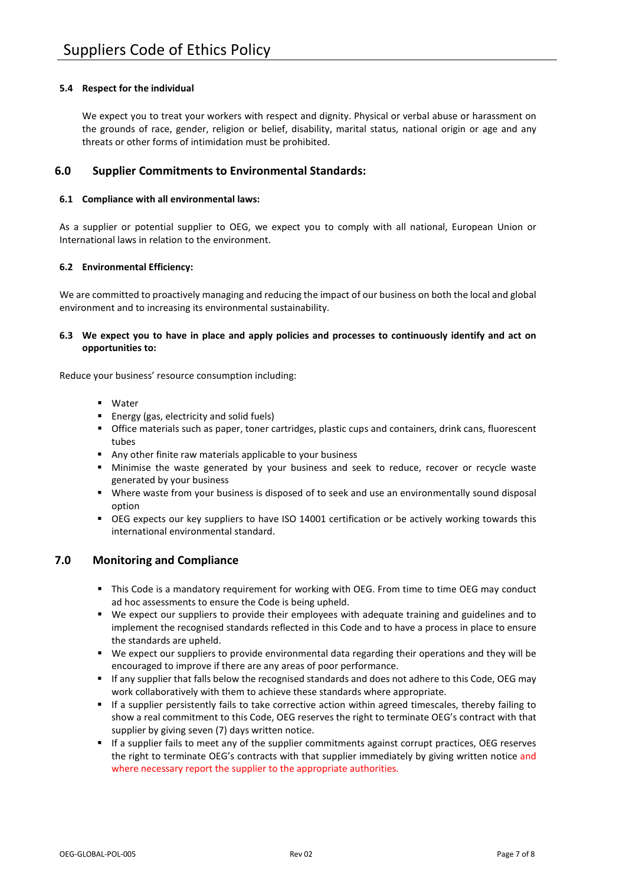### 5.4 Respect for the individual

We expect you to treat your workers with respect and dignity. Physical or verbal abuse or harassment on the grounds of race, gender, religion or belief, disability, marital status, national origin or age and any threats or other forms of intimidation must be prohibited.

## 6.0 Supplier Commitments to Environmental Standards:

### 6.1 Compliance with all environmental laws:

As a supplier or potential supplier to OEG, we expect you to comply with all national, European Union or International laws in relation to the environment.

### 6.2 Environmental Efficiency:

We are committed to proactively managing and reducing the impact of our business on both the local and global environment and to increasing its environmental sustainability.

### 6.3 We expect you to have in place and apply policies and processes to continuously identify and act on opportunities to:

Reduce your business' resource consumption including:

- Water
- Energy (gas, electricity and solid fuels)
- Office materials such as paper, toner cartridges, plastic cups and containers, drink cans, fluorescent tubes
- Any other finite raw materials applicable to your business
- Minimise the waste generated by your business and seek to reduce, recover or recycle waste generated by your business
- Where waste from your business is disposed of to seek and use an environmentally sound disposal option
- OEG expects our key suppliers to have ISO 14001 certification or be actively working towards this international environmental standard.

## 7.0 Monitoring and Compliance

- This Code is a mandatory requirement for working with OEG. From time to time OEG may conduct ad hoc assessments to ensure the Code is being upheld.
- We expect our suppliers to provide their employees with adequate training and guidelines and to implement the recognised standards reflected in this Code and to have a process in place to ensure the standards are upheld.
- We expect our suppliers to provide environmental data regarding their operations and they will be encouraged to improve if there are any areas of poor performance.
- If any supplier that falls below the recognised standards and does not adhere to this Code, OEG may work collaboratively with them to achieve these standards where appropriate.
- If a supplier persistently fails to take corrective action within agreed timescales, thereby failing to show a real commitment to this Code, OEG reserves the right to terminate OEG's contract with that supplier by giving seven (7) days written notice.
- If a supplier fails to meet any of the supplier commitments against corrupt practices, OEG reserves the right to terminate OEG's contracts with that supplier immediately by giving written notice and where necessary report the supplier to the appropriate authorities.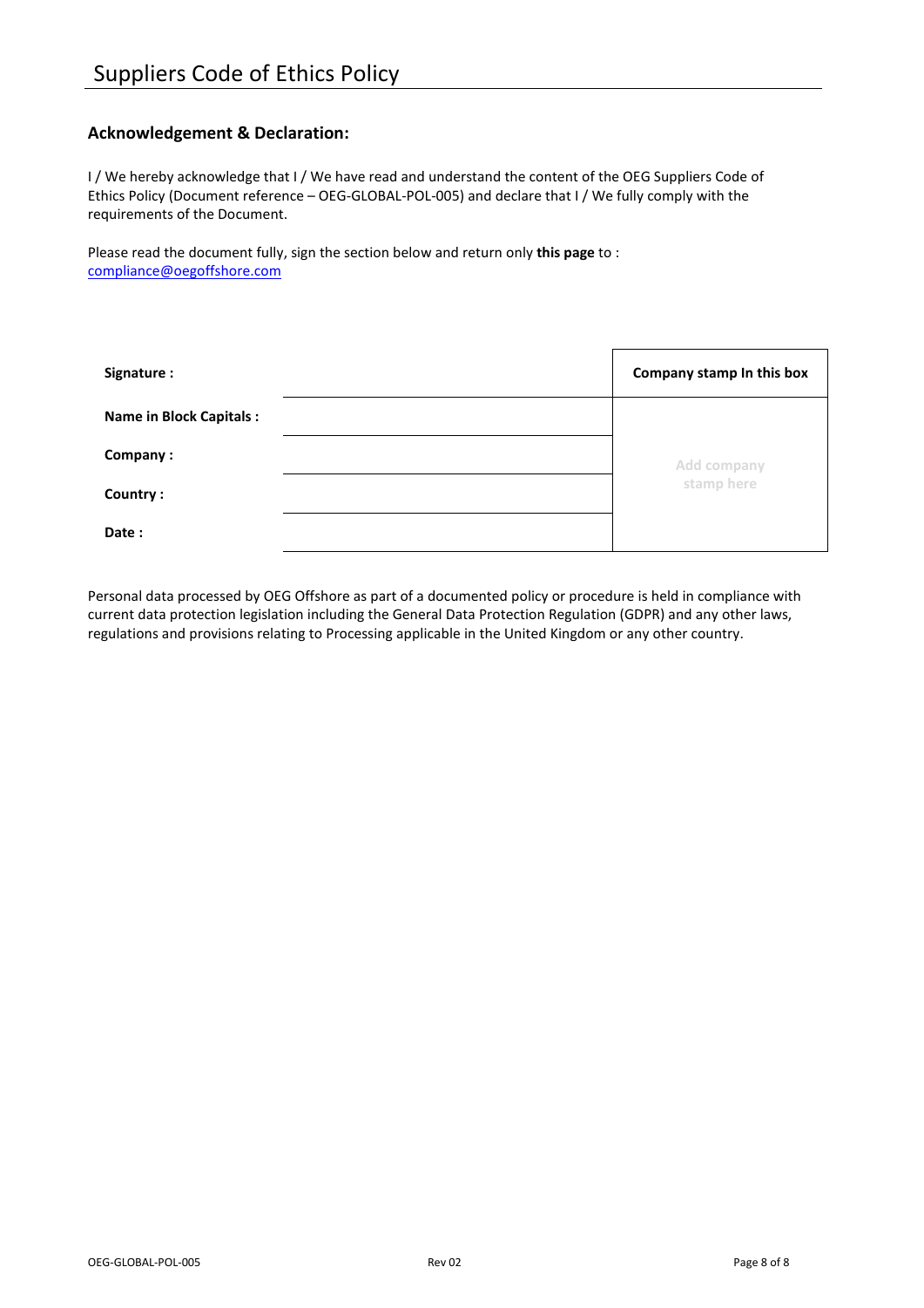## Acknowledgement & Declaration:

I / We hereby acknowledge that I / We have read and understand the content of the OEG Suppliers Code of Ethics Policy (Document reference – OEG-GLOBAL-POL-005) and declare that I / We fully comply with the requirements of the Document.

Please read the document fully, sign the section below and return only **this page** to : compliance@oegoffshore.com

| | | |
|---|---|---|
| **Signature :** | | **Company stamp In this box** |
| **Name in Block Capitals :** | | Add company stamp here |
| **Company :** | | |
| **Country :** | | |
| **Date :** | | |

Personal data processed by OEG Offshore as part of a documented policy or procedure is held in compliance with current data protection legislation including the General Data Protection Regulation (GDPR) and any other laws, regulations and provisions relating to Processing applicable in the United Kingdom or any other country.